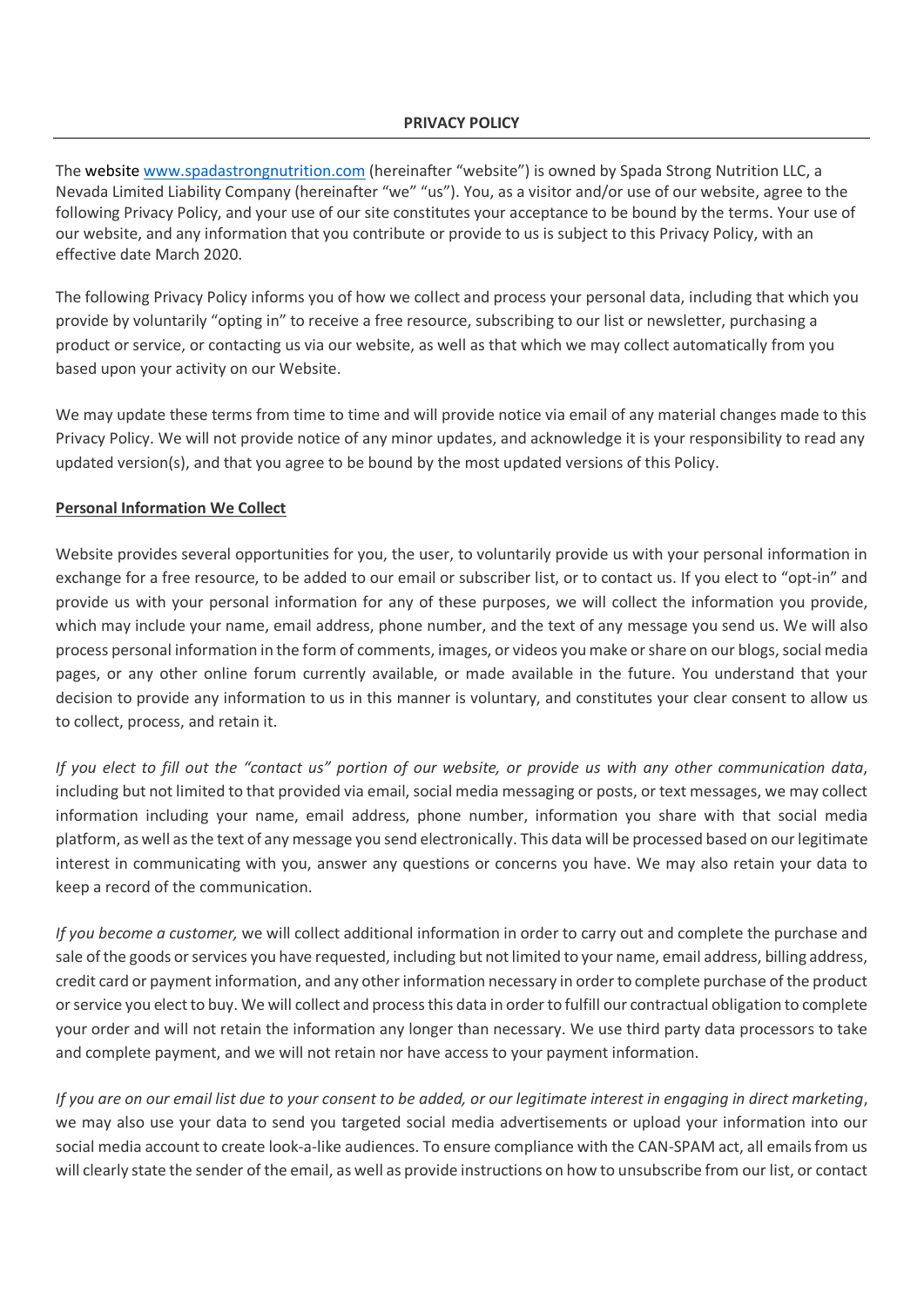# PRIVACY POLICY

The website [www.spadastrongnutrition.com](www.spadastrongnutrition.com) (hereinafter "website") is owned by Spada Strong Nutrition LLC, a Nevada Limited Liability Company (hereinafter "we" "us"). You, as a visitor and/or use of our website, agree to the following Privacy Policy, and your use of our site constitutes your acceptance to be bound by the terms. Your use of our website, and any information that you contribute or provide to us is subject to this Privacy Policy, with an effective date March 2020.

The following Privacy Policy informs you of how we collect and process your personal data, including that which you provide by voluntarily "opting in" to receive a free resource, subscribing to our list or newsletter, purchasing a product or service, or contacting us via our website, as well as that which we may collect automatically from you based upon your activity on our Website.

We may update these terms from time to time and will provide notice via email of any material changes made to this Privacy Policy. We will not provide notice of any minor updates, and acknowledge it is your responsibility to read any updated version(s), and that you agree to be bound by the most updated versions of this Policy.

## Personal Information We Collect

Website provides several opportunities for you, the user, to voluntarily provide us with your personal information in exchange for a free resource, to be added to our email or subscriber list, or to contact us. If you elect to "opt-in" and provide us with your personal information for any of these purposes, we will collect the information you provide, which may include your name, email address, phone number, and the text of any message you send us. We will also process personal information in the form of comments, images, or videos you make or share on our blogs, social media pages, or any other online forum currently available, or made available in the future. You understand that your decision to provide any information to us in this manner is voluntary, and constitutes your clear consent to allow us to collect, process, and retain it.

*If you elect to fill out the "contact us" portion of our website, or provide us with any other communication data*, including but not limited to that provided via email, social media messaging or posts, or text messages, we may collect information including your name, email address, phone number, information you share with that social media platform, as well as the text of any message you send electronically. This data will be processed based on our legitimate interest in communicating with you, answer any questions or concerns you have. We may also retain your data to keep a record of the communication.

*If you become a customer,* we will collect additional information in order to carry out and complete the purchase and sale of the goods or services you have requested, including but not limited to your name, email address, billing address, credit card or payment information, and any other information necessary in order to complete purchase of the product or service you elect to buy. We will collect and process this data in order to fulfill our contractual obligation to complete your order and will not retain the information any longer than necessary. We use third party data processors to take and complete payment, and we will not retain nor have access to your payment information.

*If you are on our email list due to your consent to be added, or our legitimate interest in engaging in direct marketing*, we may also use your data to send you targeted social media advertisements or upload your information into our social media account to create look-a-like audiences. To ensure compliance with the CAN-SPAM act, all emails from us will clearly state the sender of the email, as well as provide instructions on how to unsubscribe from our list, or contact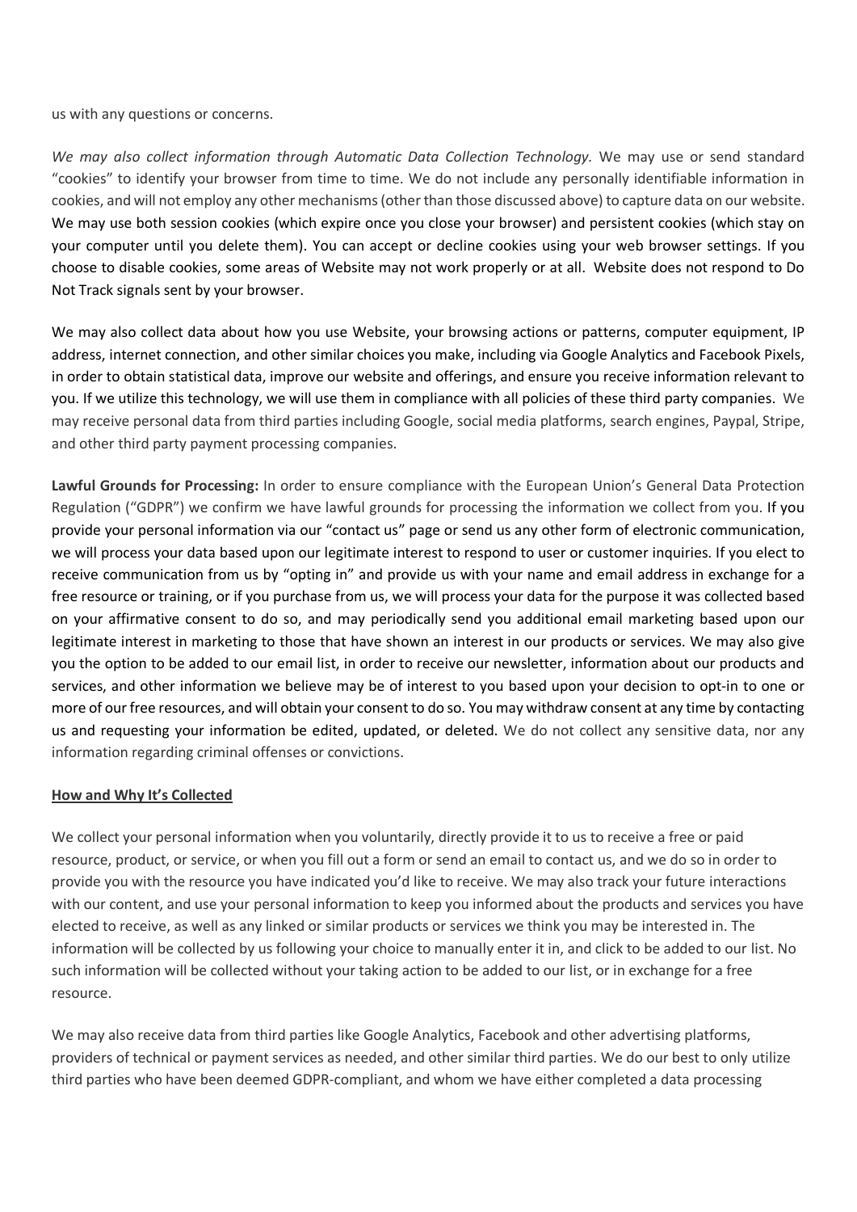us with any questions or concerns.

*We may also collect information through Automatic Data Collection Technology.* We may use or send standard “cookies” to identify your browser from time to time. We do not include any personally identifiable information in cookies, and will not employ any other mechanisms (other than those discussed above) to capture data on our website. We may use both session cookies (which expire once you close your browser) and persistent cookies (which stay on your computer until you delete them). You can accept or decline cookies using your web browser settings. If you choose to disable cookies, some areas of Website may not work properly or at all. Website does not respond to Do Not Track signals sent by your browser.

We may also collect data about how you use Website, your browsing actions or patterns, computer equipment, IP address, internet connection, and other similar choices you make, including via Google Analytics and Facebook Pixels, in order to obtain statistical data, improve our website and offerings, and ensure you receive information relevant to you. If we utilize this technology, we will use them in compliance with all policies of these third party companies. We may receive personal data from third parties including Google, social media platforms, search engines, Paypal, Stripe, and other third party payment processing companies.

**Lawful Grounds for Processing:** In order to ensure compliance with the European Union’s General Data Protection Regulation (“GDPR”) we confirm we have lawful grounds for processing the information we collect from you. If you provide your personal information via our “contact us” page or send us any other form of electronic communication, we will process your data based upon our legitimate interest to respond to user or customer inquiries. If you elect to receive communication from us by “opting in” and provide us with your name and email address in exchange for a free resource or training, or if you purchase from us, we will process your data for the purpose it was collected based on your affirmative consent to do so, and may periodically send you additional email marketing based upon our legitimate interest in marketing to those that have shown an interest in our products or services. We may also give you the option to be added to our email list, in order to receive our newsletter, information about our products and services, and other information we believe may be of interest to you based upon your decision to opt-in to one or more of our free resources, and will obtain your consent to do so. You may withdraw consent at any time by contacting us and requesting your information be edited, updated, or deleted. We do not collect any sensitive data, nor any information regarding criminal offenses or convictions.

**How and Why It’s Collected**

We collect your personal information when you voluntarily, directly provide it to us to receive a free or paid resource, product, or service, or when you fill out a form or send an email to contact us, and we do so in order to provide you with the resource you have indicated you’d like to receive. We may also track your future interactions with our content, and use your personal information to keep you informed about the products and services you have elected to receive, as well as any linked or similar products or services we think you may be interested in. The information will be collected by us following your choice to manually enter it in, and click to be added to our list. No such information will be collected without your taking action to be added to our list, or in exchange for a free resource.

We may also receive data from third parties like Google Analytics, Facebook and other advertising platforms, providers of technical or payment services as needed, and other similar third parties. We do our best to only utilize third parties who have been deemed GDPR-compliant, and whom we have either completed a data processing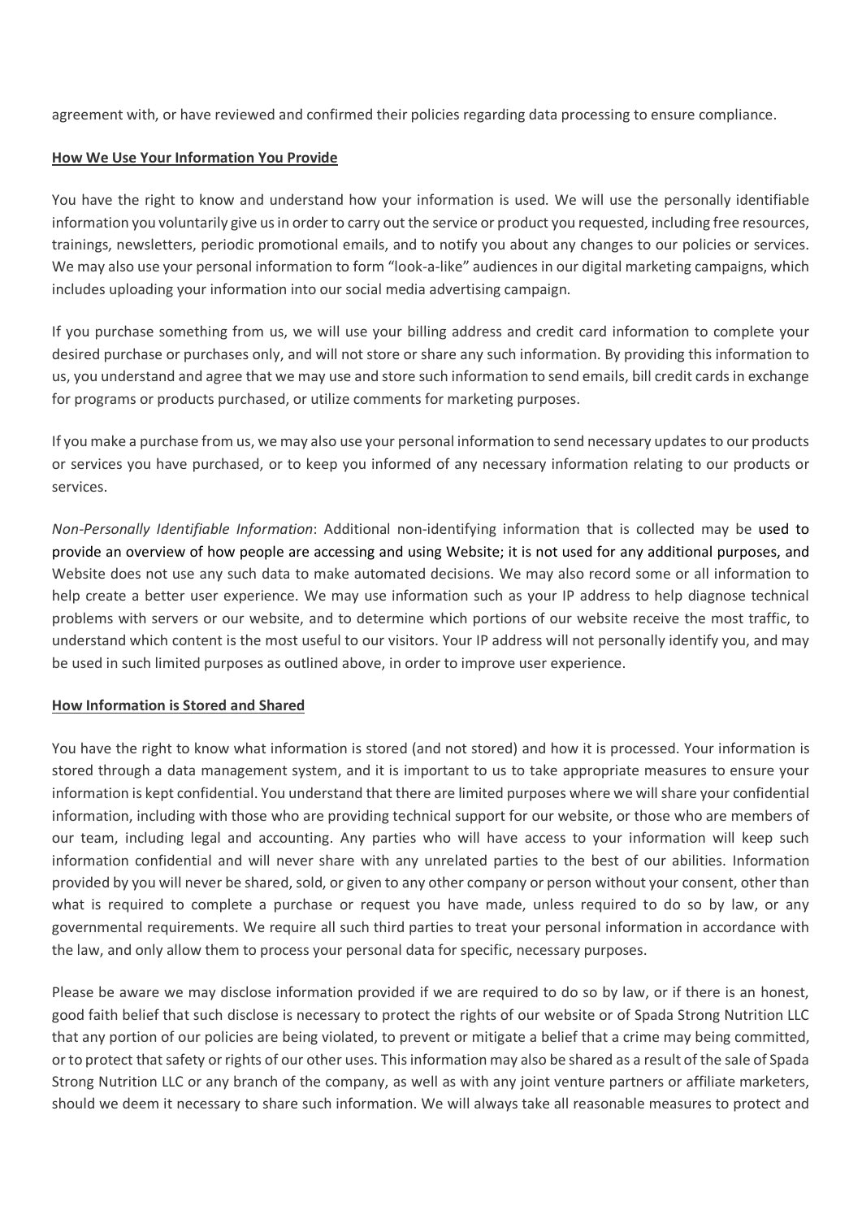agreement with, or have reviewed and confirmed their policies regarding data processing to ensure compliance.

**How We Use Your Information You Provide**

You have the right to know and understand how your information is used. We will use the personally identifiable information you voluntarily give us in order to carry out the service or product you requested, including free resources, trainings, newsletters, periodic promotional emails, and to notify you about any changes to our policies or services. We may also use your personal information to form "look-a-like" audiences in our digital marketing campaigns, which includes uploading your information into our social media advertising campaign.

If you purchase something from us, we will use your billing address and credit card information to complete your desired purchase or purchases only, and will not store or share any such information. By providing this information to us, you understand and agree that we may use and store such information to send emails, bill credit cards in exchange for programs or products purchased, or utilize comments for marketing purposes.

If you make a purchase from us, we may also use your personal information to send necessary updates to our products or services you have purchased, or to keep you informed of any necessary information relating to our products or services.

*Non-Personally Identifiable Information*: Additional non-identifying information that is collected may be used to provide an overview of how people are accessing and using Website; it is not used for any additional purposes, and Website does not use any such data to make automated decisions. We may also record some or all information to help create a better user experience. We may use information such as your IP address to help diagnose technical problems with servers or our website, and to determine which portions of our website receive the most traffic, to understand which content is the most useful to our visitors. Your IP address will not personally identify you, and may be used in such limited purposes as outlined above, in order to improve user experience.

**How Information is Stored and Shared**

You have the right to know what information is stored (and not stored) and how it is processed. Your information is stored through a data management system, and it is important to us to take appropriate measures to ensure your information is kept confidential. You understand that there are limited purposes where we will share your confidential information, including with those who are providing technical support for our website, or those who are members of our team, including legal and accounting. Any parties who will have access to your information will keep such information confidential and will never share with any unrelated parties to the best of our abilities. Information provided by you will never be shared, sold, or given to any other company or person without your consent, other than what is required to complete a purchase or request you have made, unless required to do so by law, or any governmental requirements. We require all such third parties to treat your personal information in accordance with the law, and only allow them to process your personal data for specific, necessary purposes.

Please be aware we may disclose information provided if we are required to do so by law, or if there is an honest, good faith belief that such disclose is necessary to protect the rights of our website or of Spada Strong Nutrition LLC that any portion of our policies are being violated, to prevent or mitigate a belief that a crime may being committed, or to protect that safety or rights of our other uses. This information may also be shared as a result of the sale of Spada Strong Nutrition LLC or any branch of the company, as well as with any joint venture partners or affiliate marketers, should we deem it necessary to share such information. We will always take all reasonable measures to protect and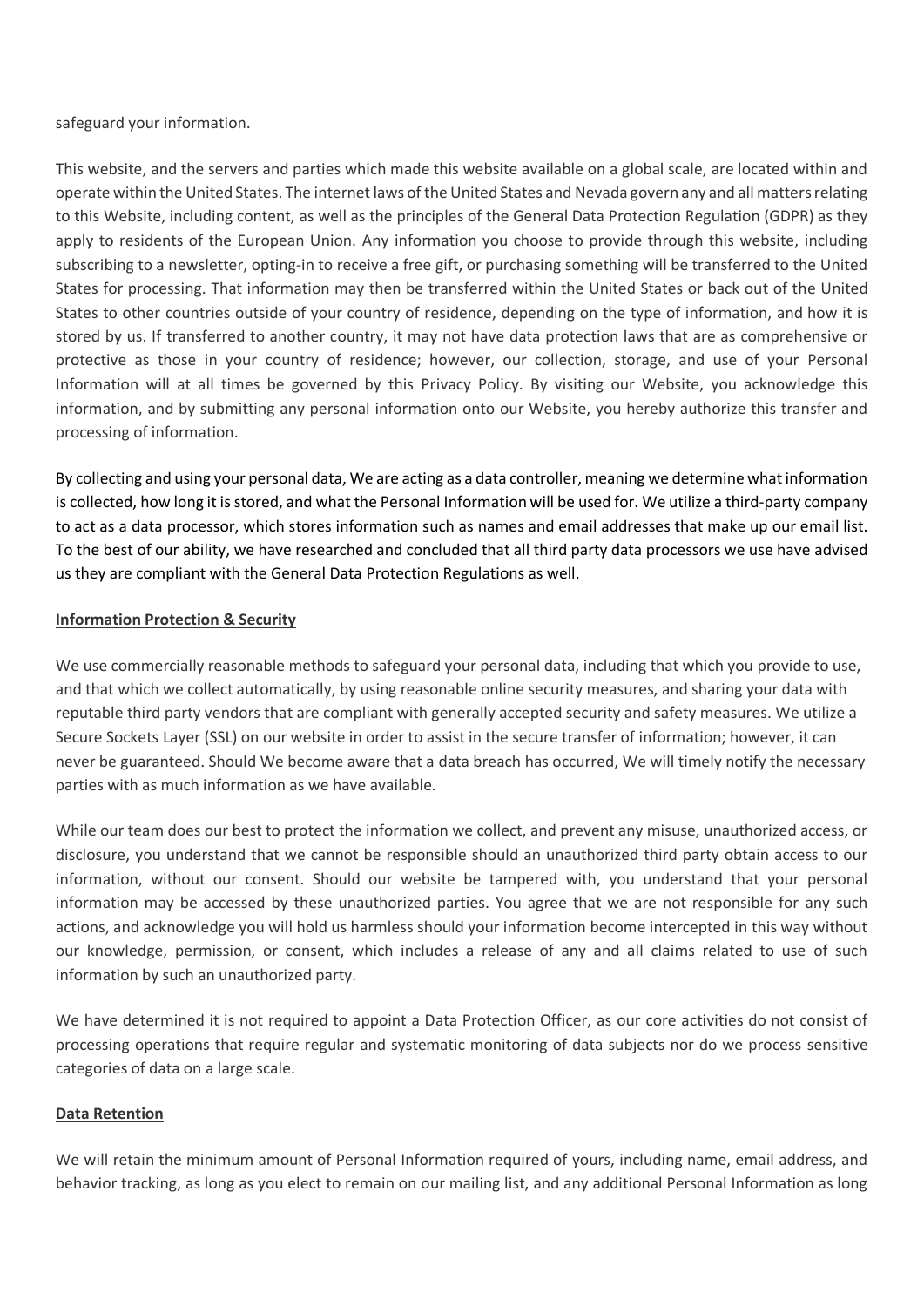safeguard your information.

This website, and the servers and parties which made this website available on a global scale, are located within and operate within the United States. The internet laws of the United States and Nevada govern any and all matters relating to this Website, including content, as well as the principles of the General Data Protection Regulation (GDPR) as they apply to residents of the European Union. Any information you choose to provide through this website, including subscribing to a newsletter, opting-in to receive a free gift, or purchasing something will be transferred to the United States for processing. That information may then be transferred within the United States or back out of the United States to other countries outside of your country of residence, depending on the type of information, and how it is stored by us. If transferred to another country, it may not have data protection laws that are as comprehensive or protective as those in your country of residence; however, our collection, storage, and use of your Personal Information will at all times be governed by this Privacy Policy. By visiting our Website, you acknowledge this information, and by submitting any personal information onto our Website, you hereby authorize this transfer and processing of information.

By collecting and using your personal data, We are acting as a data controller, meaning we determine what information is collected, how long it is stored, and what the Personal Information will be used for. We utilize a third-party company to act as a data processor, which stores information such as names and email addresses that make up our email list. To the best of our ability, we have researched and concluded that all third party data processors we use have advised us they are compliant with the General Data Protection Regulations as well.

**Information Protection & Security**

We use commercially reasonable methods to safeguard your personal data, including that which you provide to use, and that which we collect automatically, by using reasonable online security measures, and sharing your data with reputable third party vendors that are compliant with generally accepted security and safety measures. We utilize a Secure Sockets Layer (SSL) on our website in order to assist in the secure transfer of information; however, it can never be guaranteed. Should We become aware that a data breach has occurred, We will timely notify the necessary parties with as much information as we have available.

While our team does our best to protect the information we collect, and prevent any misuse, unauthorized access, or disclosure, you understand that we cannot be responsible should an unauthorized third party obtain access to our information, without our consent. Should our website be tampered with, you understand that your personal information may be accessed by these unauthorized parties. You agree that we are not responsible for any such actions, and acknowledge you will hold us harmless should your information become intercepted in this way without our knowledge, permission, or consent, which includes a release of any and all claims related to use of such information by such an unauthorized party.

We have determined it is not required to appoint a Data Protection Officer, as our core activities do not consist of processing operations that require regular and systematic monitoring of data subjects nor do we process sensitive categories of data on a large scale.

**Data Retention**

We will retain the minimum amount of Personal Information required of yours, including name, email address, and behavior tracking, as long as you elect to remain on our mailing list, and any additional Personal Information as long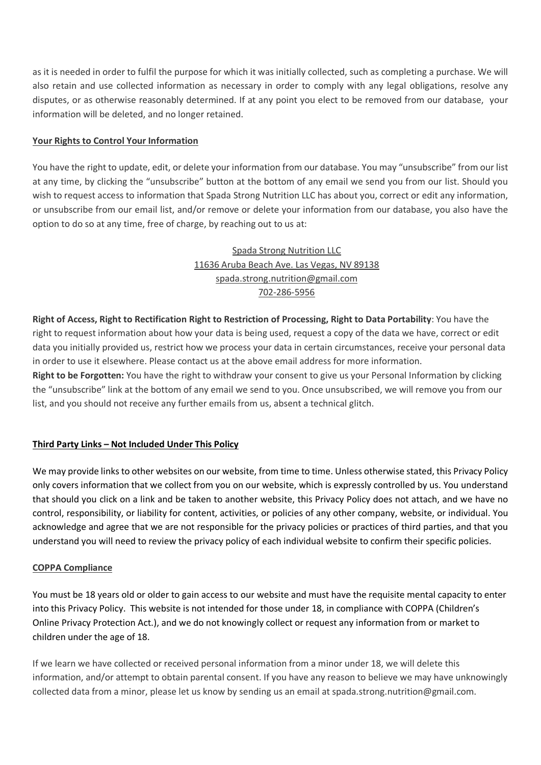as it is needed in order to fulfil the purpose for which it was initially collected, such as completing a purchase. We will also retain and use collected information as necessary in order to comply with any legal obligations, resolve any disputes, or as otherwise reasonably determined. If at any point you elect to be removed from our database, your information will be deleted, and no longer retained.

**Your Rights to Control Your Information**

You have the right to update, edit, or delete your information from our database. You may "unsubscribe" from our list at any time, by clicking the "unsubscribe" button at the bottom of any email we send you from our list. Should you wish to request access to information that Spada Strong Nutrition LLC has about you, correct or edit any information, or unsubscribe from our email list, and/or remove or delete your information from our database, you also have the option to do so at any time, free of charge, by reaching out to us at:

Spada Strong Nutrition LLC
11636 Aruba Beach Ave. Las Vegas, NV 89138
spada.strong.nutrition@gmail.com
702-286-5956

**Right of Access, Right to Rectification Right to Restriction of Processing, Right to Data Portability**: You have the right to request information about how your data is being used, request a copy of the data we have, correct or edit data you initially provided us, restrict how we process your data in certain circumstances, receive your personal data in order to use it elsewhere. Please contact us at the above email address for more information.
**Right to be Forgotten:** You have the right to withdraw your consent to give us your Personal Information by clicking the "unsubscribe" link at the bottom of any email we send to you. Once unsubscribed, we will remove you from our list, and you should not receive any further emails from us, absent a technical glitch.

**Third Party Links – Not Included Under This Policy**

We may provide links to other websites on our website, from time to time. Unless otherwise stated, this Privacy Policy only covers information that we collect from you on our website, which is expressly controlled by us. You understand that should you click on a link and be taken to another website, this Privacy Policy does not attach, and we have no control, responsibility, or liability for content, activities, or policies of any other company, website, or individual. You acknowledge and agree that we are not responsible for the privacy policies or practices of third parties, and that you understand you will need to review the privacy policy of each individual website to confirm their specific policies.

**COPPA Compliance**

You must be 18 years old or older to gain access to our website and must have the requisite mental capacity to enter into this Privacy Policy. This website is not intended for those under 18, in compliance with COPPA (Children's Online Privacy Protection Act.), and we do not knowingly collect or request any information from or market to children under the age of 18.

If we learn we have collected or received personal information from a minor under 18, we will delete this information, and/or attempt to obtain parental consent. If you have any reason to believe we may have unknowingly collected data from a minor, please let us know by sending us an email at spada.strong.nutrition@gmail.com.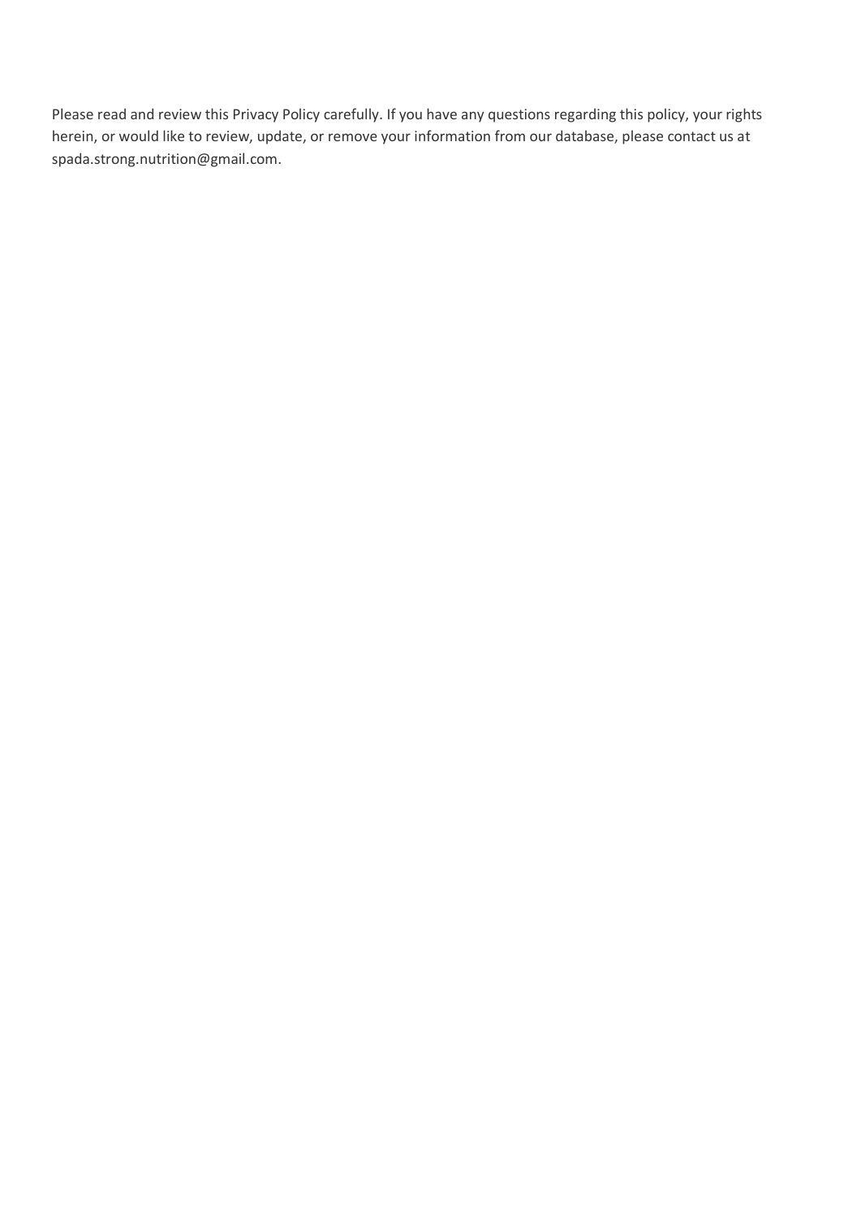Please read and review this Privacy Policy carefully. If you have any questions regarding this policy, your rights herein, or would like to review, update, or remove your information from our database, please contact us at spada.strong.nutrition@gmail.com.